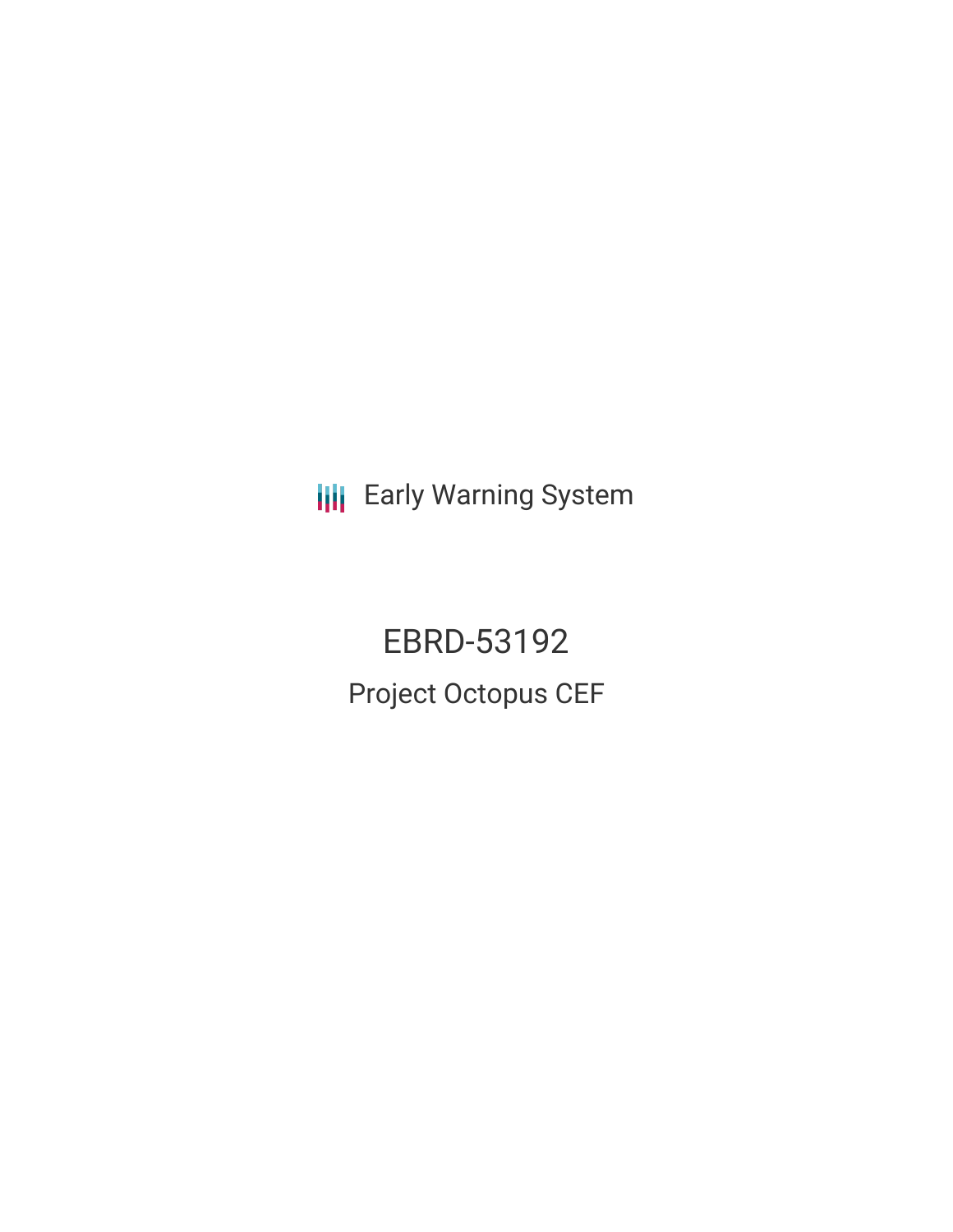Early Warning System

# EBRD-53192

## Project Octopus CEF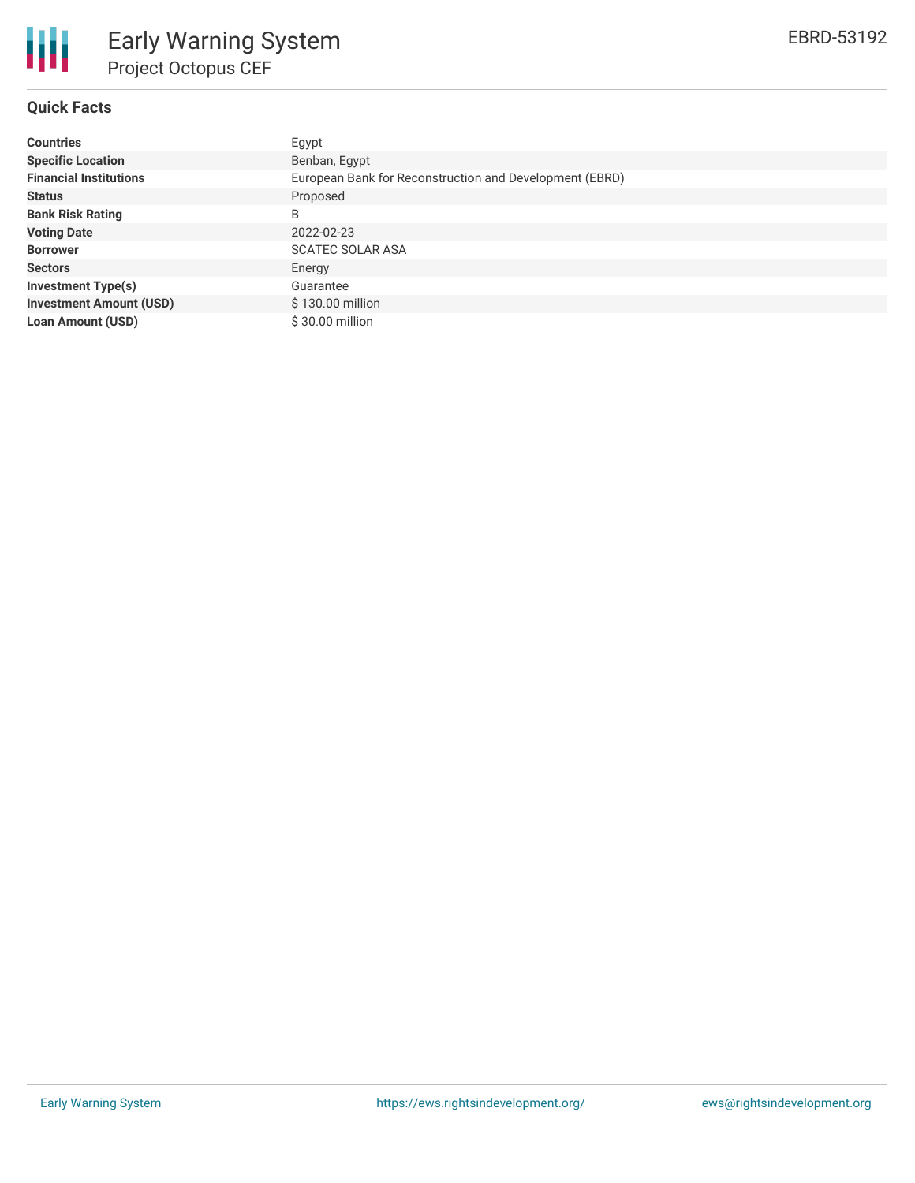# Early Warning System

## Project Octopus CEF

EBRD-53192

### Quick Facts

| | |
|---|---|
| **Countries** | Egypt |
| **Specific Location** | Benban, Egypt |
| **Financial Institutions** | European Bank for Reconstruction and Development (EBRD) |
| **Status** | Proposed |
| **Bank Risk Rating** | B |
| **Voting Date** | 2022-02-23 |
| **Borrower** | SCATEC SOLAR ASA |
| **Sectors** | Energy |
| **Investment Type(s)** | Guarantee |
| **Investment Amount (USD)** | $ 130.00 million |
| **Loan Amount (USD)** | $ 30.00 million |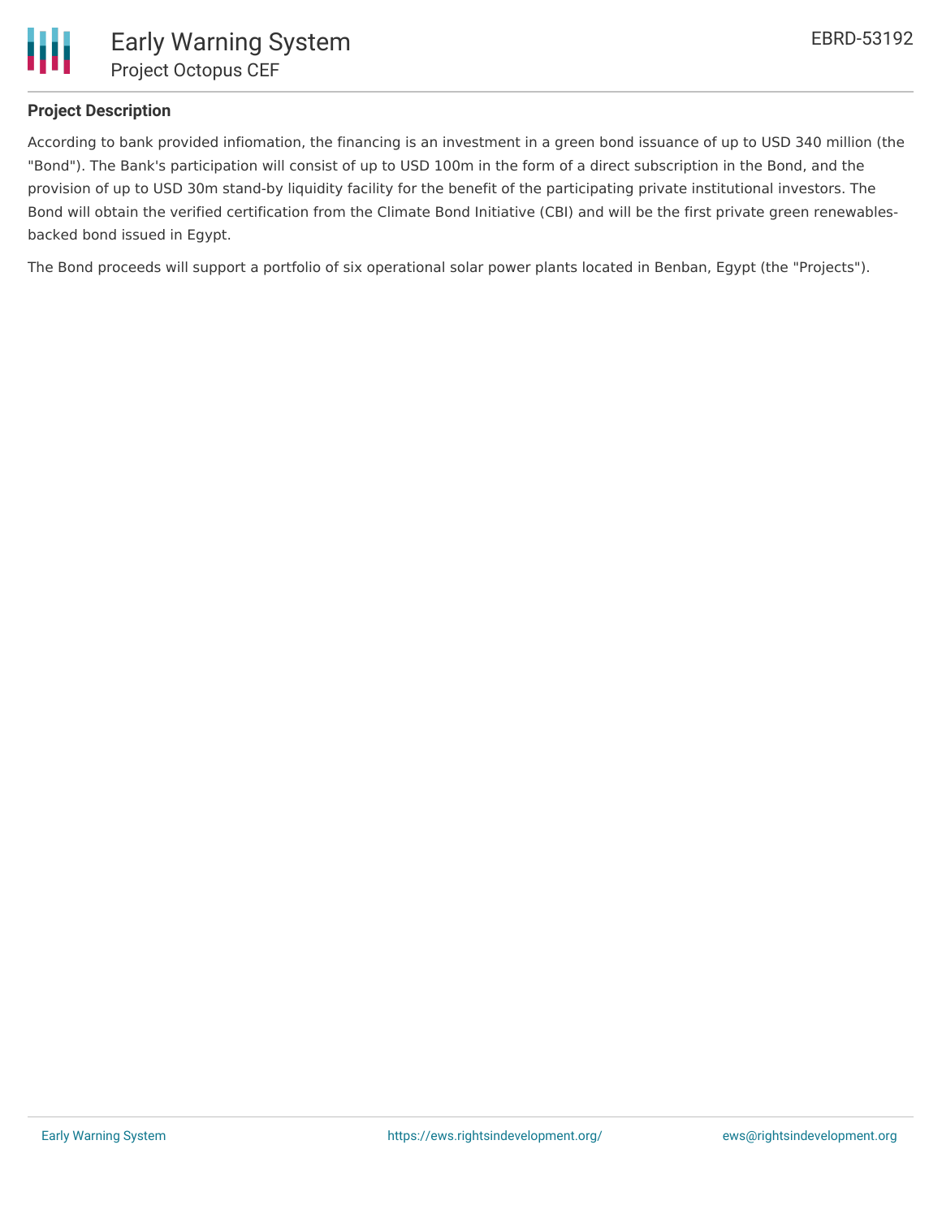## Project Description

According to bank provided infiomation, the financing is an investment in a green bond issuance of up to USD 340 million (the "Bond"). The Bank's participation will consist of up to USD 100m in the form of a direct subscription in the Bond, and the provision of up to USD 30m stand-by liquidity facility for the benefit of the participating private institutional investors. The Bond will obtain the verified certification from the Climate Bond Initiative (CBI) and will be the first private green renewables-backed bond issued in Egypt.

The Bond proceeds will support a portfolio of six operational solar power plants located in Benban, Egypt (the "Projects").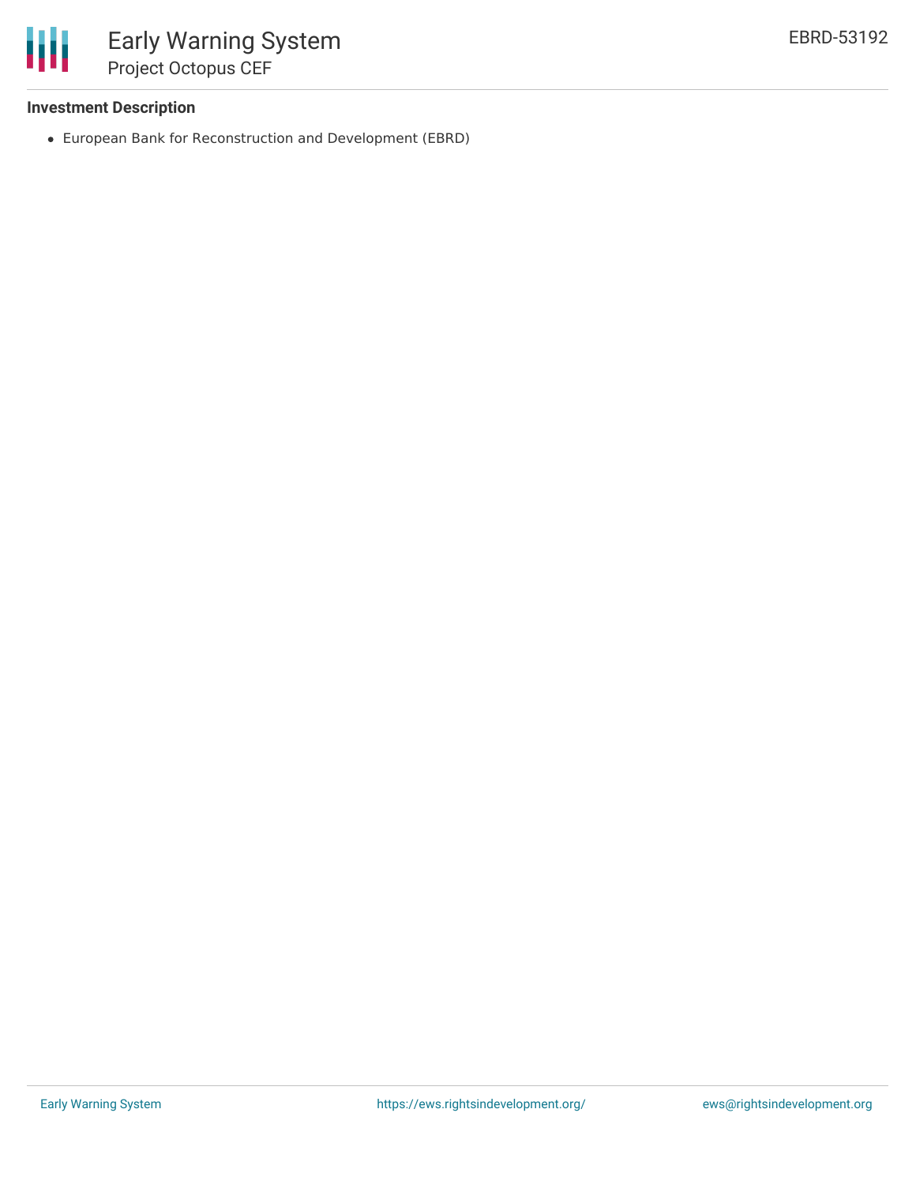### Investment Description

- European Bank for Reconstruction and Development (EBRD)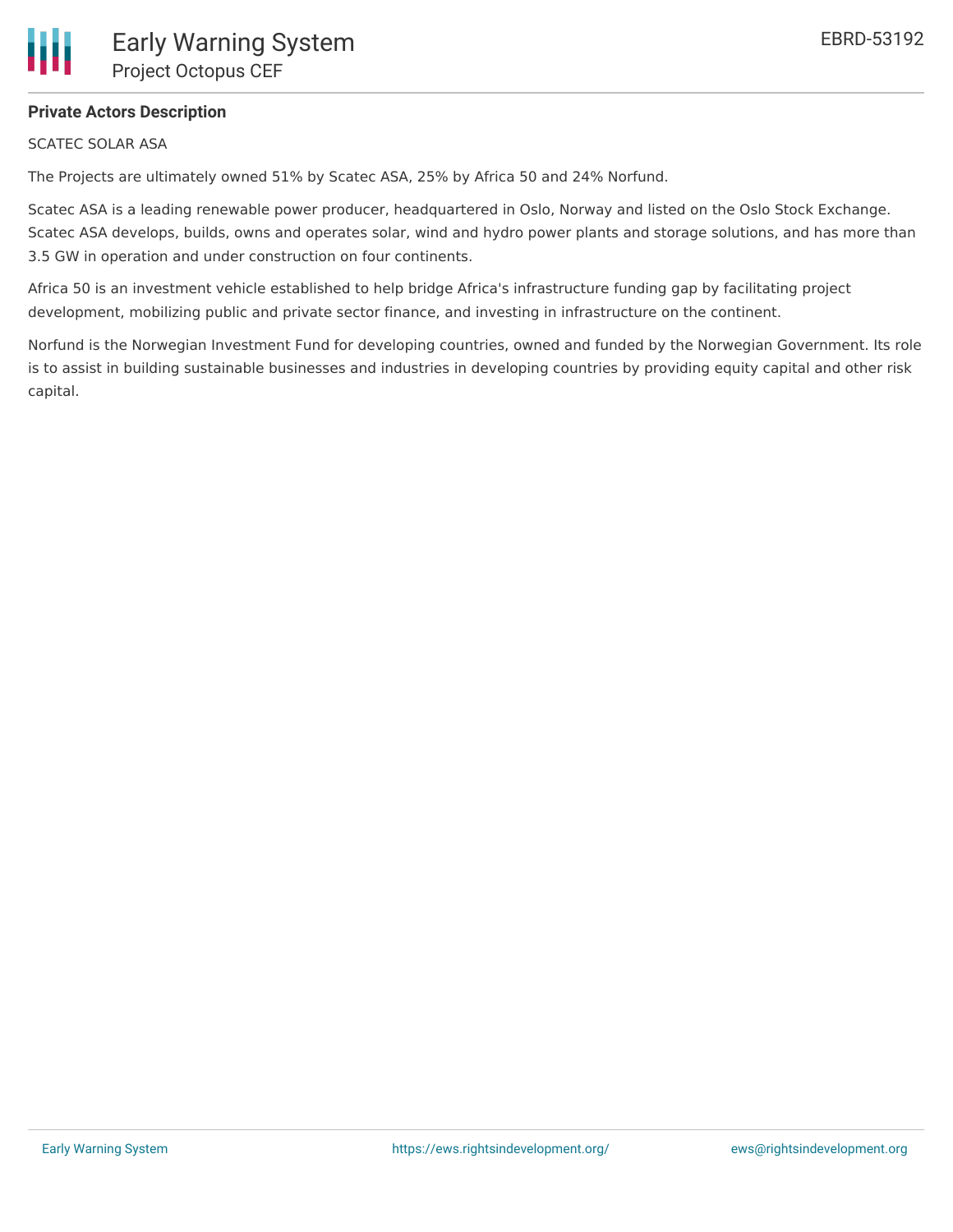**Private Actors Description**

SCATEC SOLAR ASA

The Projects are ultimately owned 51% by Scatec ASA, 25% by Africa 50 and 24% Norfund.

Scatec ASA is a leading renewable power producer, headquartered in Oslo, Norway and listed on the Oslo Stock Exchange. Scatec ASA develops, builds, owns and operates solar, wind and hydro power plants and storage solutions, and has more than 3.5 GW in operation and under construction on four continents.

Africa 50 is an investment vehicle established to help bridge Africa's infrastructure funding gap by facilitating project development, mobilizing public and private sector finance, and investing in infrastructure on the continent.

Norfund is the Norwegian Investment Fund for developing countries, owned and funded by the Norwegian Government. Its role is to assist in building sustainable businesses and industries in developing countries by providing equity capital and other risk capital.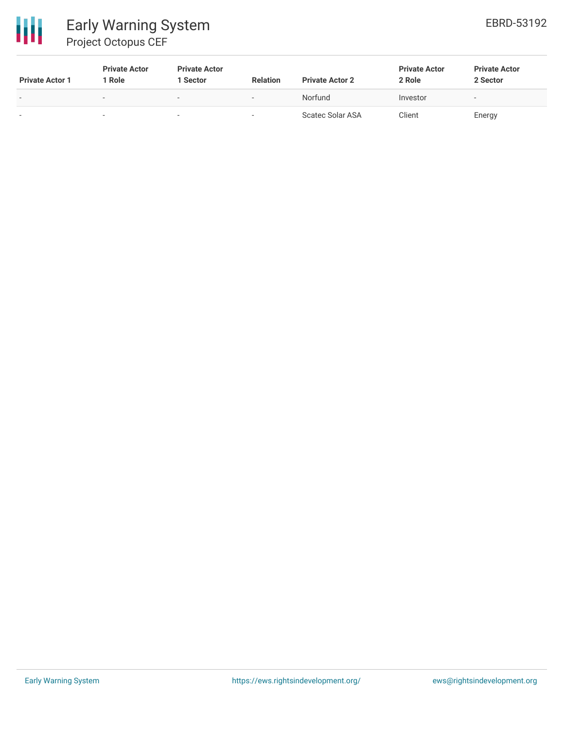| Private Actor 1 | Private Actor 1 Role | Private Actor 1 Sector | Relation | Private Actor 2 | Private Actor 2 Role | Private Actor 2 Sector |
|---|---|---|---|---|---|---|
| - | - | - | - | Norfund | Investor | - |
| - | - | - | - | Scatec Solar ASA | Client | Energy |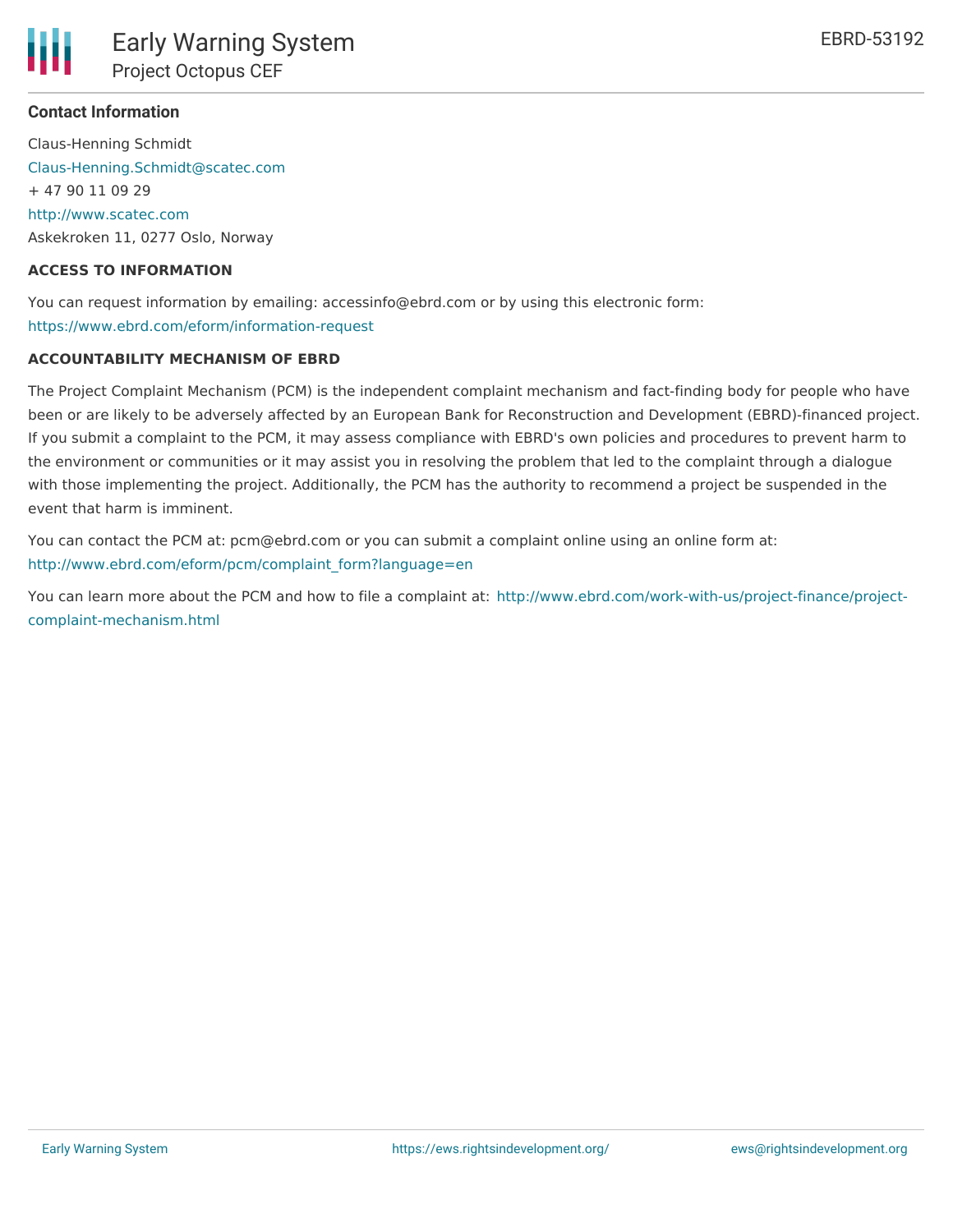**Contact Information**

Claus-Henning Schmidt

Claus-Henning.Schmidt@scatec.com

+ 47 90 11 09 29

http://www.scatec.com

Askekroken 11, 0277 Oslo, Norway

**ACCESS TO INFORMATION**

You can request information by emailing: accessinfo@ebrd.com or by using this electronic form: https://www.ebrd.com/eform/information-request

**ACCOUNTABILITY MECHANISM OF EBRD**

The Project Complaint Mechanism (PCM) is the independent complaint mechanism and fact-finding body for people who have been or are likely to be adversely affected by an European Bank for Reconstruction and Development (EBRD)-financed project. If you submit a complaint to the PCM, it may assess compliance with EBRD's own policies and procedures to prevent harm to the environment or communities or it may assist you in resolving the problem that led to the complaint through a dialogue with those implementing the project. Additionally, the PCM has the authority to recommend a project be suspended in the event that harm is imminent.

You can contact the PCM at: pcm@ebrd.com or you can submit a complaint online using an online form at: http://www.ebrd.com/eform/pcm/complaint_form?language=en

You can learn more about the PCM and how to file a complaint at: http://www.ebrd.com/work-with-us/project-finance/project-complaint-mechanism.html